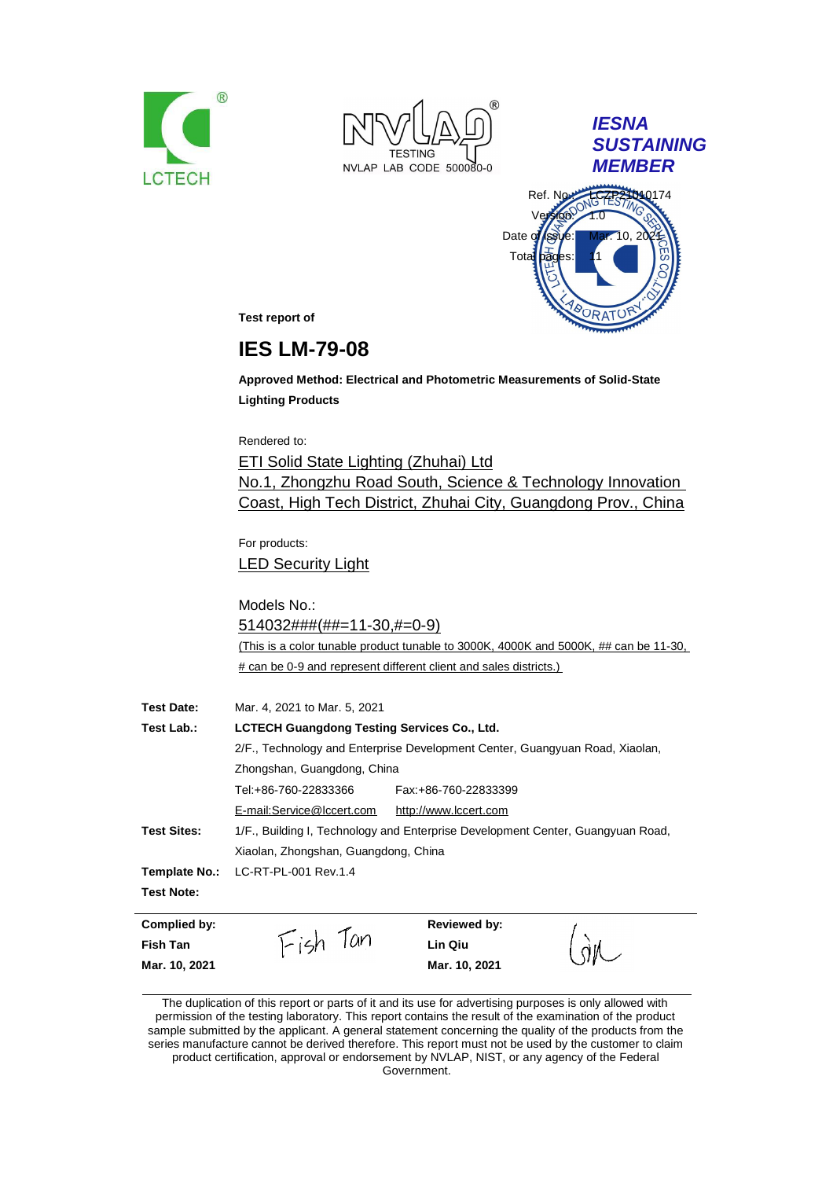LCTECH

NVLAP TESTING NVLAP LAB CODE 500080-0

***IESNA SUSTAINING MEMBER***

Ref. No.: LCZP21010174
Version: 1.0
Date of Issue: Mar. 10, 2021
Total pages: 11

**Test report of**

# IES LM-79-08

**Approved Method: Electrical and Photometric Measurements of Solid-State Lighting Products**

Rendered to:

ETI Solid State Lighting (Zhuhai) Ltd
No.1, Zhongzhu Road South, Science & Technology Innovation Coast, High Tech District, Zhuhai City, Guangdong Prov., China

For products:

LED Security Light

Models No.:

514032###(##=11-30,#=0-9)

(This is a color tunable product tunable to 3000K, 4000K and 5000K, ## can be 11-30, # can be 0-9 and represent different client and sales districts.)

**Test Date:** Mar. 4, 2021 to Mar. 5, 2021

**Test Lab.:** **LCTECH Guangdong Testing Services Co., Ltd.**
2/F., Technology and Enterprise Development Center, Guangyuan Road, Xiaolan, Zhongshan, Guangdong, China
Tel:+86-760-22833366 Fax:+86-760-22833399
E-mail:Service@lccert.com http://www.lccert.com

**Test Sites:** 1/F., Building I, Technology and Enterprise Development Center, Guangyuan Road, Xiaolan, Zhongshan, Guangdong, China

**Template No.:** LC-RT-PL-001 Rev.1.4

**Test Note:**

| **Complied by:** | | **Reviewed by:** | |
|---|---|---|---|
| **Fish Tan** | Fish Tan | **Lin Qiu** | Qiu |
| **Mar. 10, 2021** | | **Mar. 10, 2021** | |

The duplication of this report or parts of it and its use for advertising purposes is only allowed with permission of the testing laboratory. This report contains the result of the examination of the product sample submitted by the applicant. A general statement concerning the quality of the products from the series manufacture cannot be derived therefore. This report must not be used by the customer to claim product certification, approval or endorsement by NVLAP, NIST, or any agency of the Federal Government.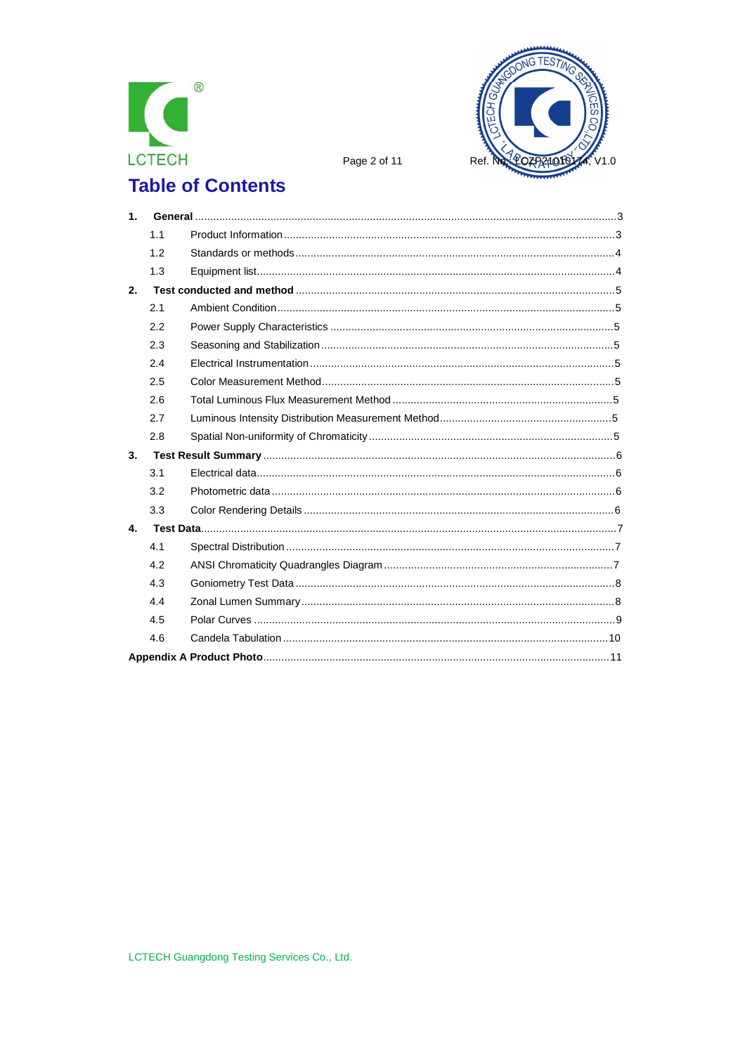# Table of Contents

**1. General** ........................................ 3

- 1.1 Product Information ........................................ 3
- 1.2 Standards or methods ........................................ 4
- 1.3 Equipment list ........................................ 4

**2. Test conducted and method** ........................................ 5

- 2.1 Ambient Condition ........................................ 5
- 2.2 Power Supply Characteristics ........................................ 5
- 2.3 Seasoning and Stabilization ........................................ 5
- 2.4 Electrical Instrumentation ........................................ 5
- 2.5 Color Measurement Method ........................................ 5
- 2.6 Total Luminous Flux Measurement Method ........................................ 5
- 2.7 Luminous Intensity Distribution Measurement Method ........................................ 5
- 2.8 Spatial Non-uniformity of Chromaticity ........................................ 5

**3. Test Result Summary** ........................................ 6

- 3.1 Electrical data ........................................ 6
- 3.2 Photometric data ........................................ 6
- 3.3 Color Rendering Details ........................................ 6

**4. Test Data** ........................................ 7

- 4.1 Spectral Distribution ........................................ 7
- 4.2 ANSI Chromaticity Quadrangles Diagram ........................................ 7
- 4.3 Goniometry Test Data ........................................ 8
- 4.4 Zonal Lumen Summary ........................................ 8
- 4.5 Polar Curves ........................................ 9
- 4.6 Candela Tabulation ........................................ 10

**Appendix A Product Photo** ........................................ 11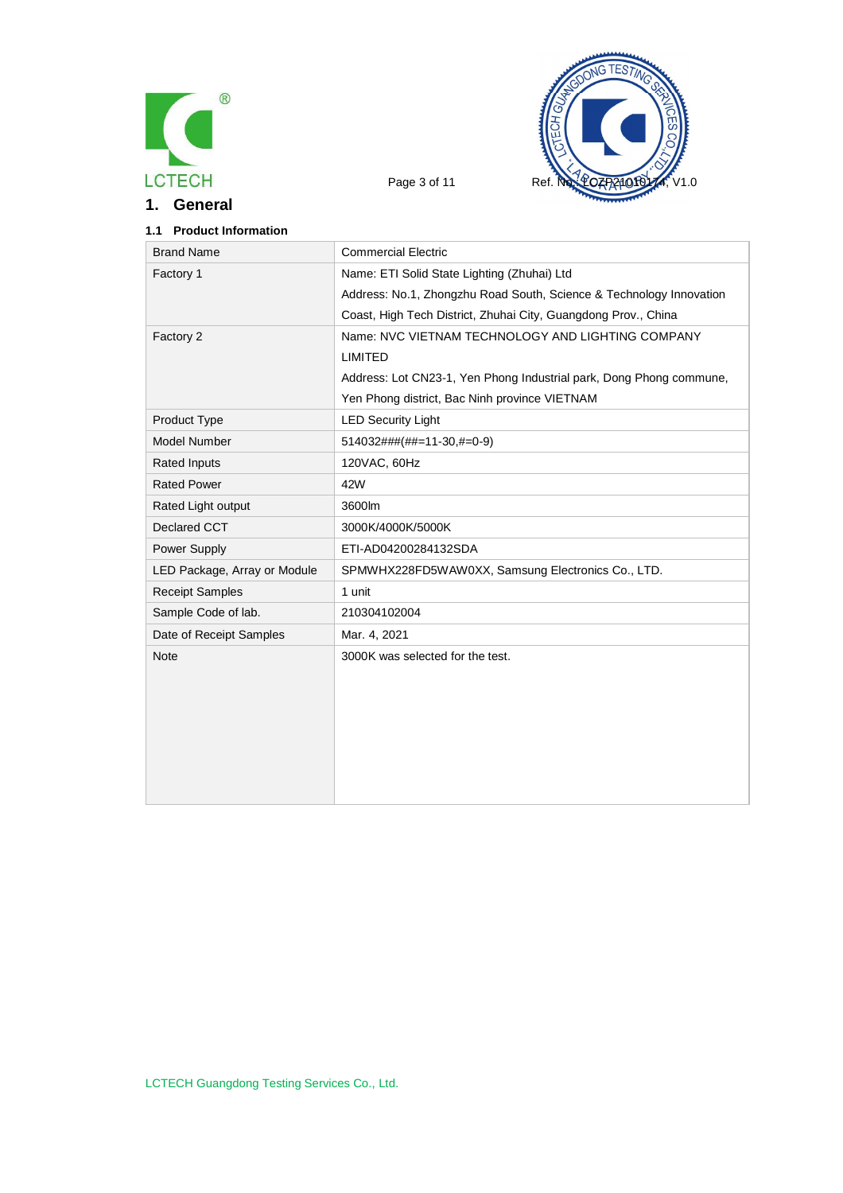# 1. General

### 1.1 Product Information

| Brand Name | Commercial Electric |
|---|---|
| Factory 1 | Name: ETI Solid State Lighting (Zhuhai) Ltd<br>Address: No.1, Zhongzhu Road South, Science & Technology Innovation Coast, High Tech District, Zhuhai City, Guangdong Prov., China |
| Factory 2 | Name: NVC VIETNAM TECHNOLOGY AND LIGHTING COMPANY LIMITED<br>Address: Lot CN23-1, Yen Phong Industrial park, Dong Phong commune, Yen Phong district, Bac Ninh province VIETNAM |
| Product Type | LED Security Light |
| Model Number | 514032###(##=11-30,#=0-9) |
| Rated Inputs | 120VAC, 60Hz |
| Rated Power | 42W |
| Rated Light output | 3600lm |
| Declared CCT | 3000K/4000K/5000K |
| Power Supply | ETI-AD04200284132SDA |
| LED Package, Array or Module | SPMWHX228FD5WAW0XX, Samsung Electronics Co., LTD. |
| Receipt Samples | 1 unit |
| Sample Code of lab. | 210304102004 |
| Date of Receipt Samples | Mar. 4, 2021 |
| Note | 3000K was selected for the test. |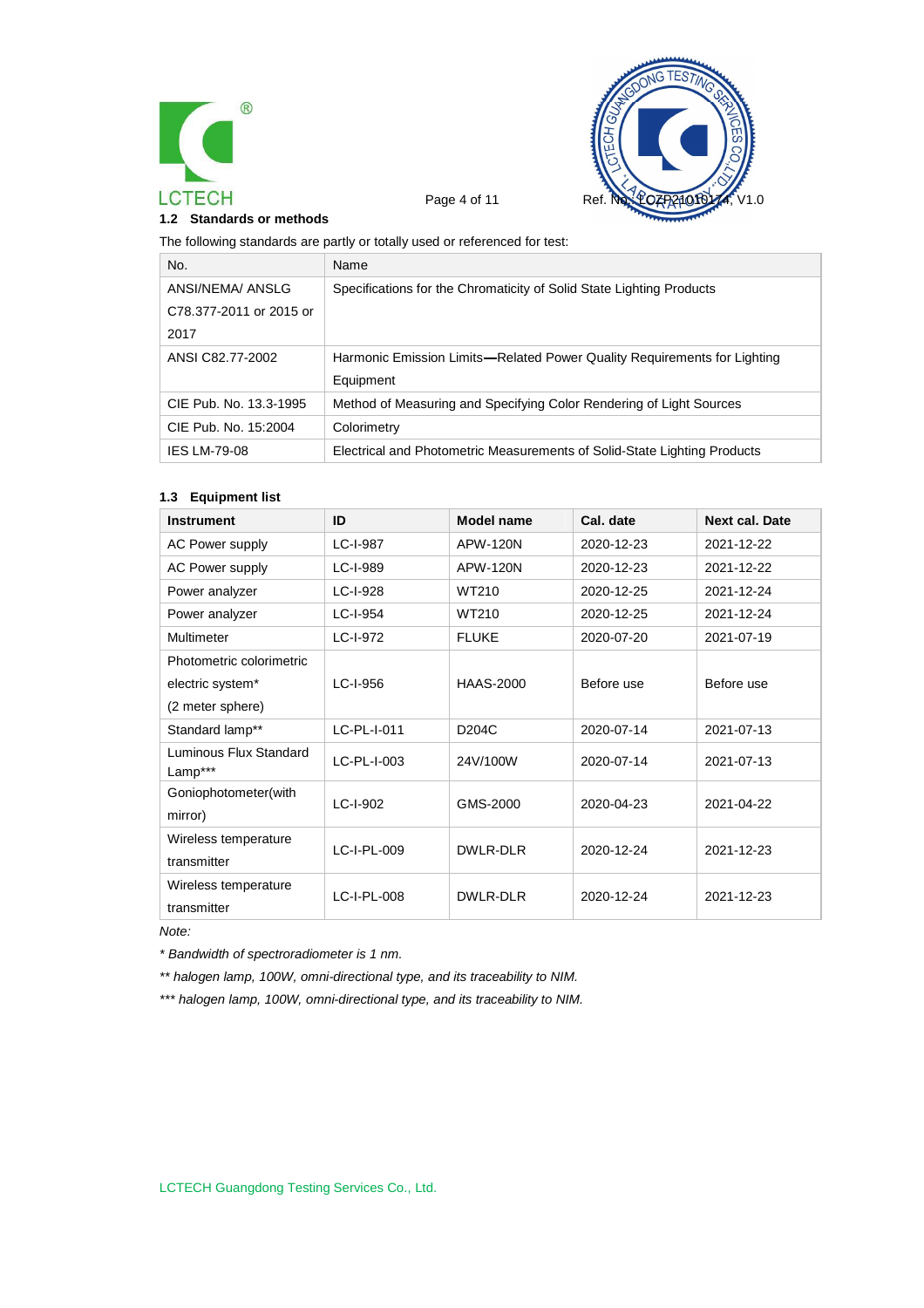### 1.2 Standards or methods

The following standards are partly or totally used or referenced for test:

| No. | Name |
|---|---|
| ANSI/NEMA/ ANSLG C78.377-2011 or 2015 or 2017 | Specifications for the Chromaticity of Solid State Lighting Products |
| ANSI C82.77-2002 | Harmonic Emission Limits—Related Power Quality Requirements for Lighting Equipment |
| CIE Pub. No. 13.3-1995 | Method of Measuring and Specifying Color Rendering of Light Sources |
| CIE Pub. No. 15:2004 | Colorimetry |
| IES LM-79-08 | Electrical and Photometric Measurements of Solid-State Lighting Products |

### 1.3 Equipment list

| Instrument | ID | Model name | Cal. date | Next cal. Date |
|---|---|---|---|---|
| AC Power supply | LC-I-987 | APW-120N | 2020-12-23 | 2021-12-22 |
| AC Power supply | LC-I-989 | APW-120N | 2020-12-23 | 2021-12-22 |
| Power analyzer | LC-I-928 | WT210 | 2020-12-25 | 2021-12-24 |
| Power analyzer | LC-I-954 | WT210 | 2020-12-25 | 2021-12-24 |
| Multimeter | LC-I-972 | FLUKE | 2020-07-20 | 2021-07-19 |
| Photometric colorimetric electric system* (2 meter sphere) | LC-I-956 | HAAS-2000 | Before use | Before use |
| Standard lamp** | LC-PL-I-011 | D204C | 2020-07-14 | 2021-07-13 |
| Luminous Flux Standard Lamp*** | LC-PL-I-003 | 24V/100W | 2020-07-14 | 2021-07-13 |
| Goniophotometer(with mirror) | LC-I-902 | GMS-2000 | 2020-04-23 | 2021-04-22 |
| Wireless temperature transmitter | LC-I-PL-009 | DWLR-DLR | 2020-12-24 | 2021-12-23 |
| Wireless temperature transmitter | LC-I-PL-008 | DWLR-DLR | 2020-12-24 | 2021-12-23 |

*Note:*

*\* Bandwidth of spectroradiometer is 1 nm.*

*\*\* halogen lamp, 100W, omni-directional type, and its traceability to NIM.*

*\*\*\* halogen lamp, 100W, omni-directional type, and its traceability to NIM.*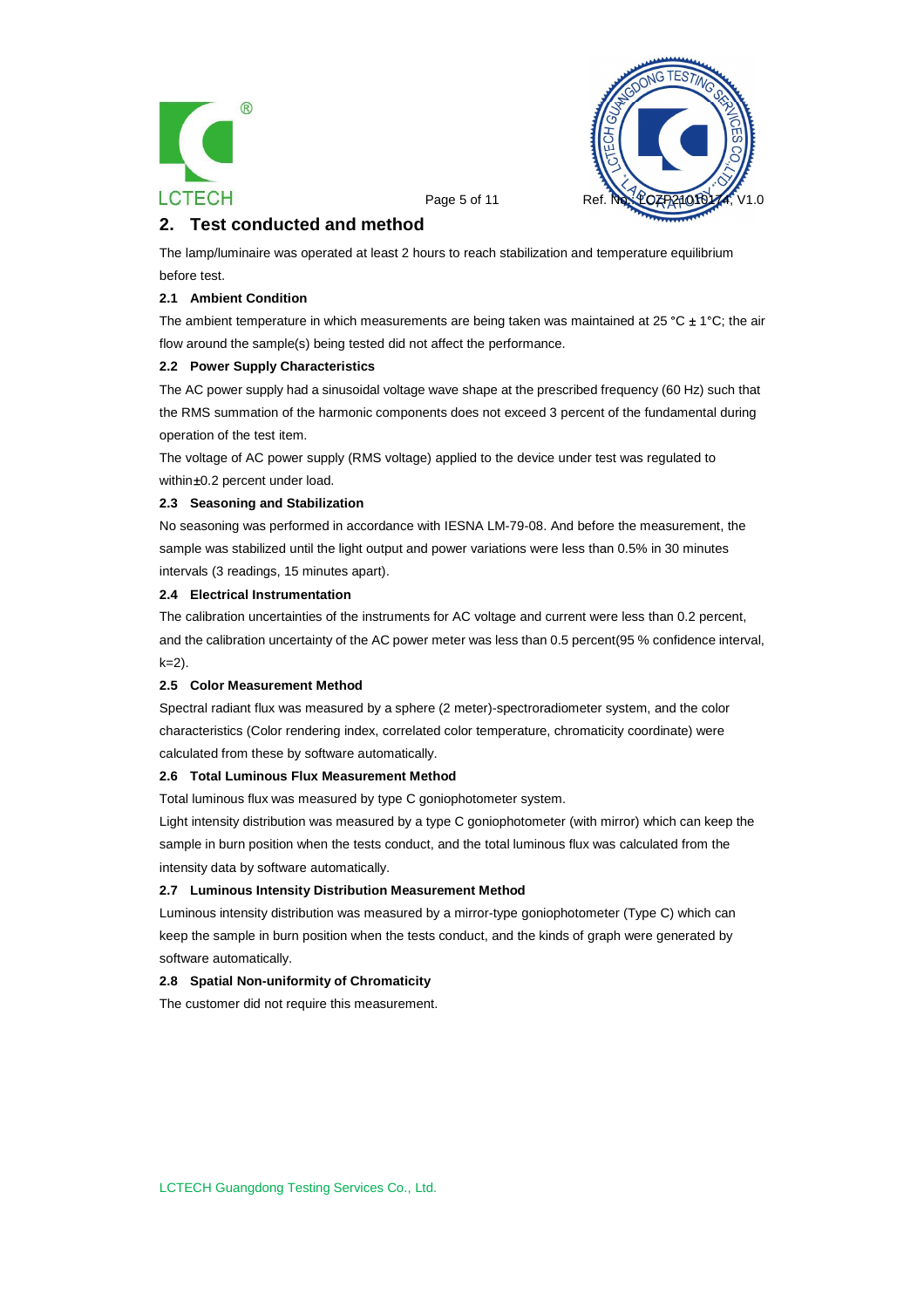## 2. Test conducted and method

The lamp/luminaire was operated at least 2 hours to reach stabilization and temperature equilibrium before test.

### 2.1 Ambient Condition

The ambient temperature in which measurements are being taken was maintained at 25 °C ± 1°C; the air flow around the sample(s) being tested did not affect the performance.

### 2.2 Power Supply Characteristics

The AC power supply had a sinusoidal voltage wave shape at the prescribed frequency (60 Hz) such that the RMS summation of the harmonic components does not exceed 3 percent of the fundamental during operation of the test item.

The voltage of AC power supply (RMS voltage) applied to the device under test was regulated to within±0.2 percent under load.

### 2.3 Seasoning and Stabilization

No seasoning was performed in accordance with IESNA LM-79-08. And before the measurement, the sample was stabilized until the light output and power variations were less than 0.5% in 30 minutes intervals (3 readings, 15 minutes apart).

### 2.4 Electrical Instrumentation

The calibration uncertainties of the instruments for AC voltage and current were less than 0.2 percent, and the calibration uncertainty of the AC power meter was less than 0.5 percent(95 % confidence interval, k=2).

### 2.5 Color Measurement Method

Spectral radiant flux was measured by a sphere (2 meter)-spectroradiometer system, and the color characteristics (Color rendering index, correlated color temperature, chromaticity coordinate) were calculated from these by software automatically.

### 2.6 Total Luminous Flux Measurement Method

Total luminous flux was measured by type C goniophotometer system.

Light intensity distribution was measured by a type C goniophotometer (with mirror) which can keep the sample in burn position when the tests conduct, and the total luminous flux was calculated from the intensity data by software automatically.

### 2.7 Luminous Intensity Distribution Measurement Method

Luminous intensity distribution was measured by a mirror-type goniophotometer (Type C) which can keep the sample in burn position when the tests conduct, and the kinds of graph were generated by software automatically.

### 2.8 Spatial Non-uniformity of Chromaticity

The customer did not require this measurement.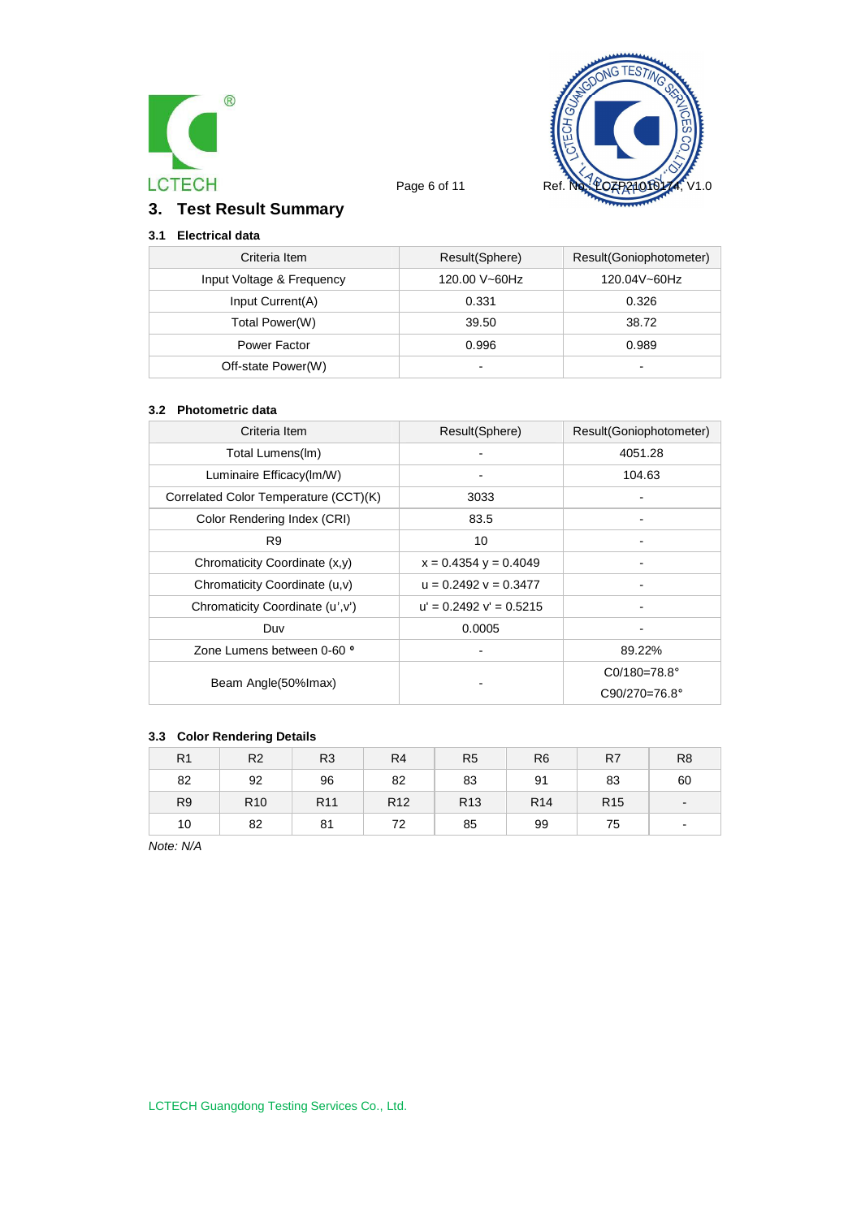# 3. Test Result Summary

### 3.1 Electrical data

| Criteria Item | Result(Sphere) | Result(Goniophotometer) |
|---|---|---|
| Input Voltage & Frequency | 120.00 V~60Hz | 120.04V~60Hz |
| Input Current(A) | 0.331 | 0.326 |
| Total Power(W) | 39.50 | 38.72 |
| Power Factor | 0.996 | 0.989 |
| Off-state Power(W) | - | - |

### 3.2 Photometric data

| Criteria Item | Result(Sphere) | Result(Goniophotometer) |
|---|---|---|
| Total Lumens(lm) | - | 4051.28 |
| Luminaire Efficacy(lm/W) | - | 104.63 |
| Correlated Color Temperature (CCT)(K) | 3033 | - |
| Color Rendering Index (CRI) | 83.5 | - |
| R9 | 10 | - |
| Chromaticity Coordinate (x,y) | x = 0.4354 y = 0.4049 | - |
| Chromaticity Coordinate (u,v) | u = 0.2492 v = 0.3477 | - |
| Chromaticity Coordinate (u',v') | u' = 0.2492 v' = 0.5215 | - |
| Duv | 0.0005 | - |
| Zone Lumens between 0-60 ° | - | 89.22% |
| Beam Angle(50%Imax) | - | C0/180=78.8°<br>C90/270=76.8° |

### 3.3 Color Rendering Details

| R1 | R2 | R3 | R4 | R5 | R6 | R7 | R8 |
|---|---|---|---|---|---|---|---|
| 82 | 92 | 96 | 82 | 83 | 91 | 83 | 60 |
| R9 | R10 | R11 | R12 | R13 | R14 | R15 | - |
| 10 | 82 | 81 | 72 | 85 | 99 | 75 | - |

*Note: N/A*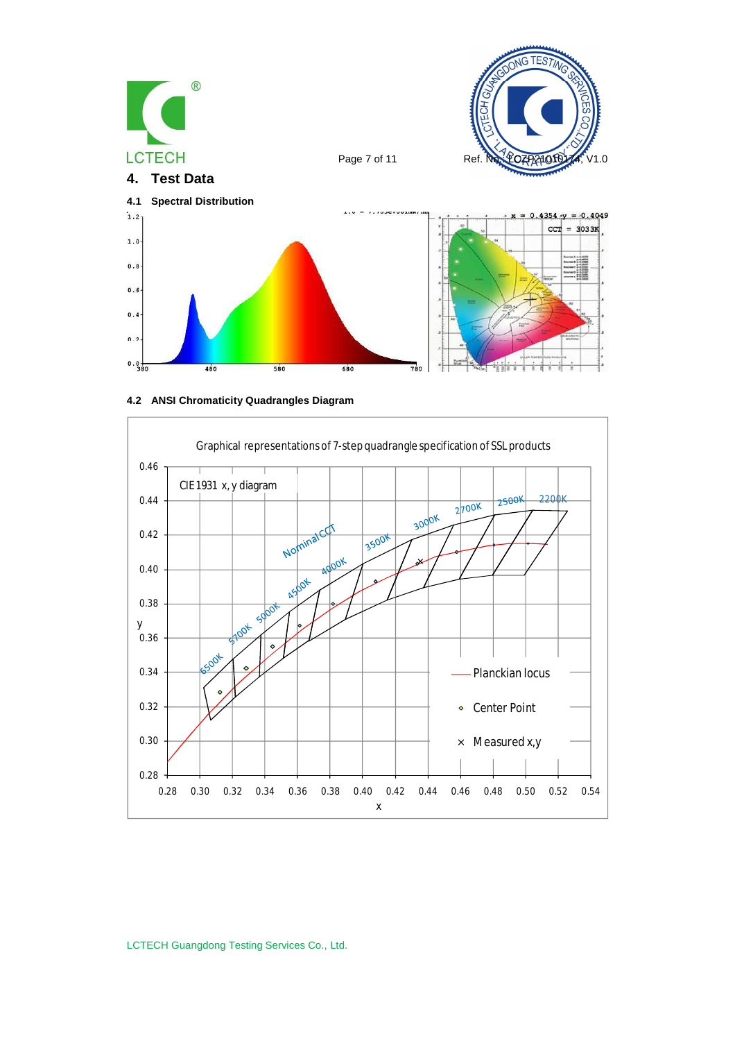## 4. Test Data

### 4.1 Spectral Distribution

x = 0.4354 y = 0.4049

CCT = 3033K

### 4.2 ANSI Chromaticity Quadrangles Diagram

Graphical representations of 7-step quadrangle specification of SSL products

CIE1931 x, y diagram

Planckian locus

Center Point

Measured x,y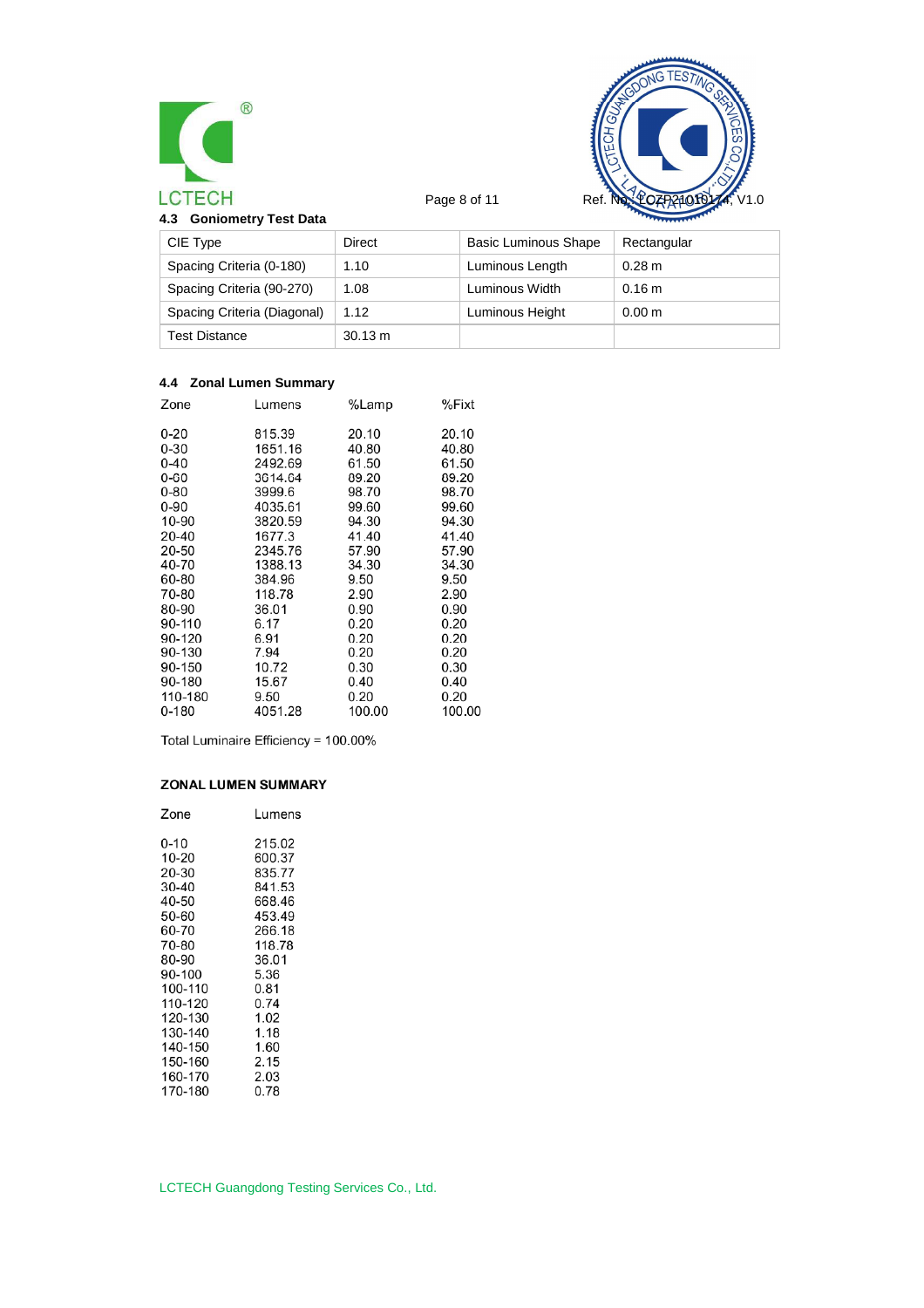### 4.3 Goniometry Test Data

| CIE Type | Direct | Basic Luminous Shape | Rectangular |
|---|---|---|---|
| Spacing Criteria (0-180) | 1.10 | Luminous Length | 0.28 m |
| Spacing Criteria (90-270) | 1.08 | Luminous Width | 0.16 m |
| Spacing Criteria (Diagonal) | 1.12 | Luminous Height | 0.00 m |
| Test Distance | 30.13 m | | |

### 4.4 Zonal Lumen Summary

| Zone | Lumens | %Lamp | %Fixt |
|---|---|---|---|
| 0-20 | 815.39 | 20.10 | 20.10 |
| 0-30 | 1651.16 | 40.80 | 40.80 |
| 0-40 | 2492.69 | 61.50 | 61.50 |
| 0-60 | 3614.04 | 89.20 | 89.20 |
| 0-80 | 3999.6 | 98.70 | 98.70 |
| 0-90 | 4035.61 | 99.60 | 99.60 |
| 10-90 | 3820.59 | 94.30 | 94.30 |
| 20-40 | 1677.3 | 41.40 | 41.40 |
| 20-50 | 2345.76 | 57.90 | 57.90 |
| 40-70 | 1388.13 | 34.30 | 34.30 |
| 60-80 | 384.96 | 9.50 | 9.50 |
| 70-80 | 118.78 | 2.90 | 2.90 |
| 80-90 | 36.01 | 0.90 | 0.90 |
| 90-110 | 6.17 | 0.20 | 0.20 |
| 90-120 | 6.91 | 0.20 | 0.20 |
| 90-130 | 7.94 | 0.20 | 0.20 |
| 90-150 | 10.72 | 0.30 | 0.30 |
| 90-180 | 15.67 | 0.40 | 0.40 |
| 110-180 | 9.50 | 0.20 | 0.20 |
| 0-180 | 4051.28 | 100.00 | 100.00 |

Total Luminaire Efficiency = 100.00%

**ZONAL LUMEN SUMMARY**

| Zone | Lumens |
|---|---|
| 0-10 | 215.02 |
| 10-20 | 600.37 |
| 20-30 | 835.77 |
| 30-40 | 841.53 |
| 40-50 | 668.46 |
| 50-60 | 453.49 |
| 60-70 | 266.18 |
| 70-80 | 118.78 |
| 80-90 | 36.01 |
| 90-100 | 5.36 |
| 100-110 | 0.81 |
| 110-120 | 0.74 |
| 120-130 | 1.02 |
| 130-140 | 1.18 |
| 140-150 | 1.60 |
| 150-160 | 2.15 |
| 160-170 | 2.03 |
| 170-180 | 0.78 |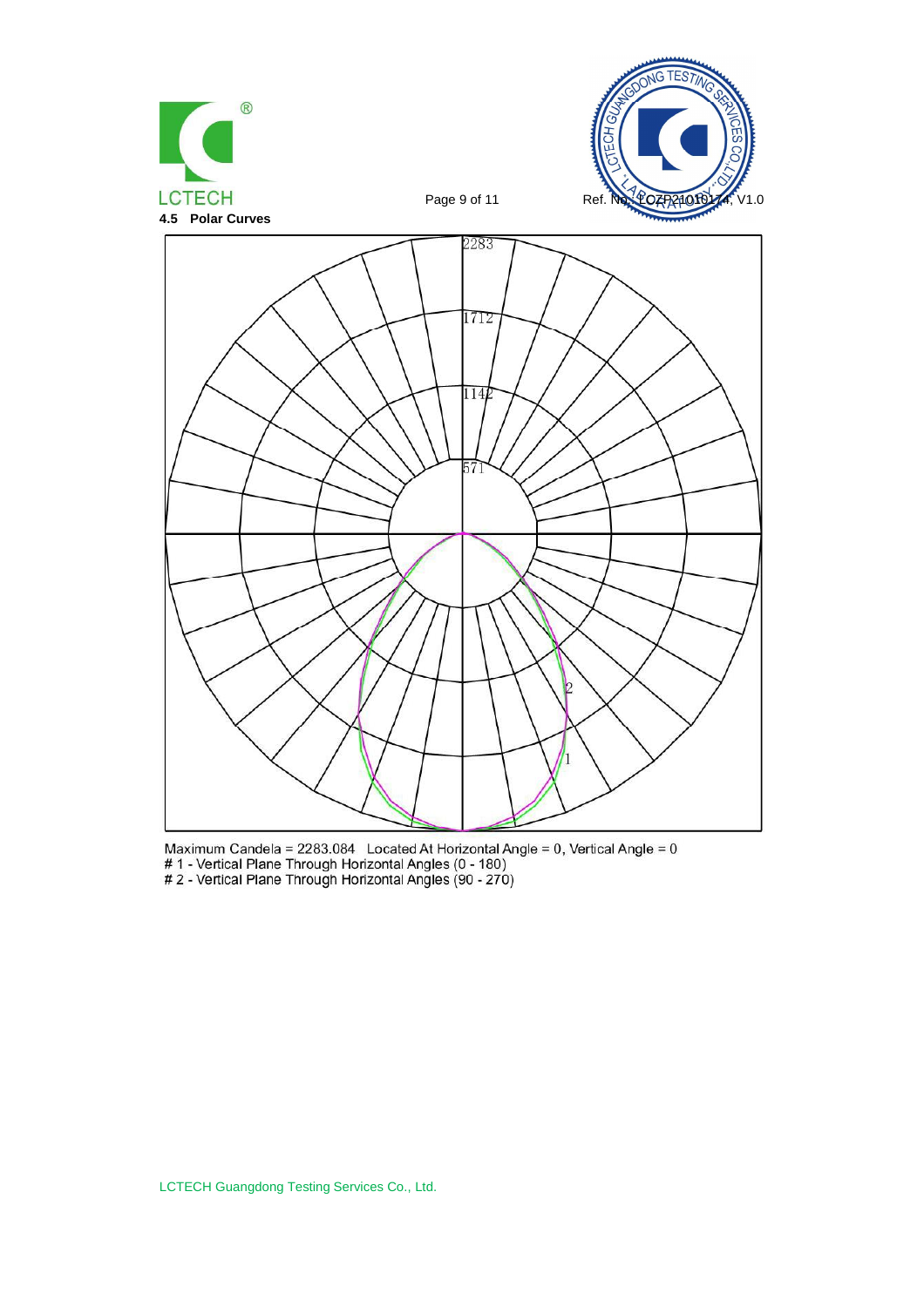### 4.5 Polar Curves

Maximum Candela = 2283.084 Located At Horizontal Angle = 0, Vertical Angle = 0

# 1 - Vertical Plane Through Horizontal Angles (0 - 180)

# 2 - Vertical Plane Through Horizontal Angles (90 - 270)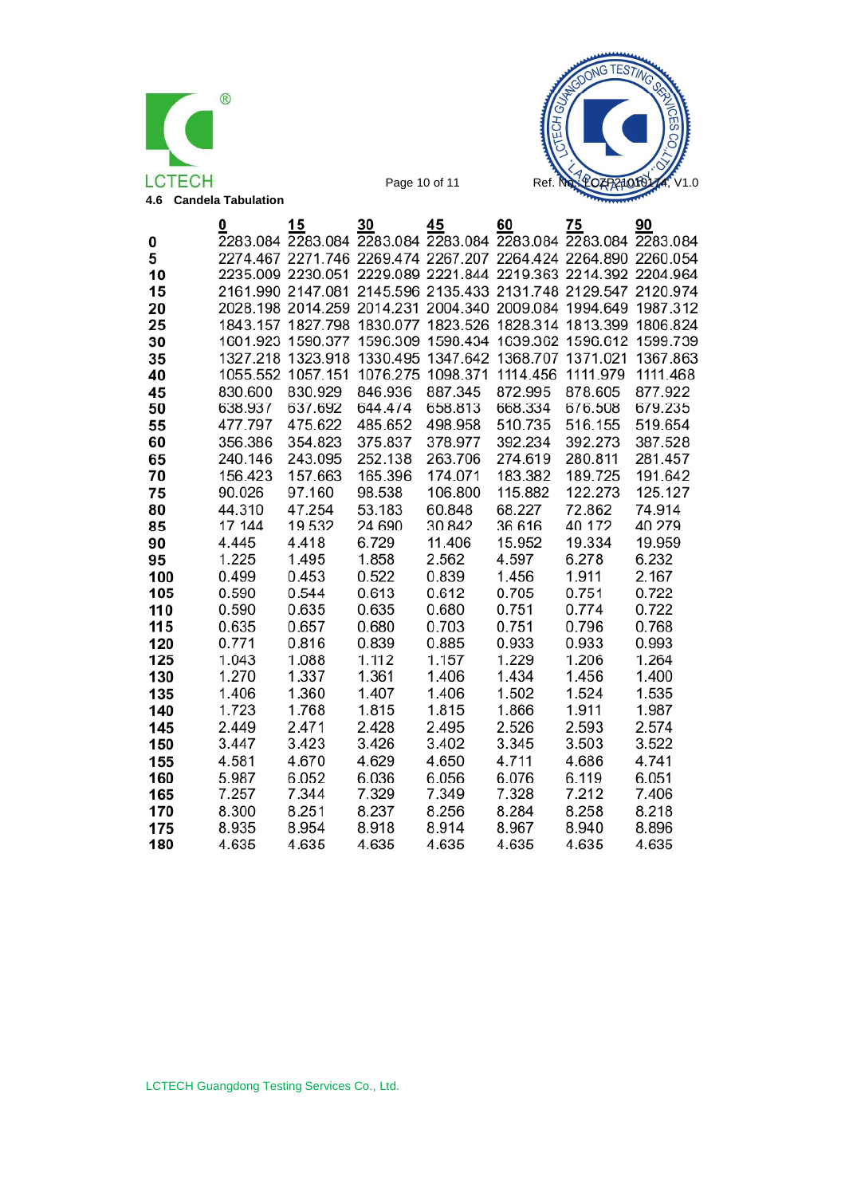### 4.6 Candela Tabulation

| | 0 | 15 | 30 | 45 | 60 | 75 | 90 |
|---|---|---|---|---|---|---|---|
| 0 | 2283.084 | 2283.084 | 2283.084 | 2283.084 | 2283.084 | 2283.084 | 2283.084 |
| 5 | 2274.467 | 2271.746 | 2269.474 | 2267.207 | 2264.424 | 2264.890 | 2260.054 |
| 10 | 2235.009 | 2230.051 | 2229.089 | 2221.844 | 2219.363 | 2214.392 | 2204.964 |
| 15 | 2161.990 | 2147.081 | 2145.596 | 2135.433 | 2131.748 | 2129.547 | 2120.974 |
| 20 | 2028.198 | 2014.259 | 2014.231 | 2004.340 | 2009.084 | 1994.649 | 1987.312 |
| 25 | 1843.157 | 1827.798 | 1830.077 | 1823.526 | 1828.314 | 1813.399 | 1806.824 |
| 30 | 1601.923 | 1590.377 | 1596.309 | 1598.434 | 1639.362 | 1596.612 | 1599.739 |
| 35 | 1327.218 | 1323.918 | 1330.495 | 1347.642 | 1368.707 | 1371.021 | 1367.863 |
| 40 | 1055.552 | 1057.151 | 1076.275 | 1098.371 | 1114.456 | 1111.979 | 1111.468 |
| 45 | 830.600 | 830.929 | 846.936 | 887.345 | 872.995 | 878.605 | 877.922 |
| 50 | 638.937 | 637.692 | 644.474 | 658.813 | 668.334 | 676.508 | 679.235 |
| 55 | 477.797 | 475.622 | 485.652 | 498.958 | 510.735 | 516.155 | 519.654 |
| 60 | 356.386 | 354.823 | 375.837 | 378.977 | 392.234 | 392.273 | 387.528 |
| 65 | 240.146 | 243.095 | 252.138 | 263.706 | 274.619 | 280.811 | 281.457 |
| 70 | 156.423 | 157.663 | 165.396 | 174.071 | 183.382 | 189.725 | 191.642 |
| 75 | 90.026 | 97.160 | 98.538 | 106.800 | 115.882 | 122.273 | 125.127 |
| 80 | 44.310 | 47.254 | 53.183 | 60.848 | 68.227 | 72.862 | 74.914 |
| 85 | 17.144 | 19.532 | 24.690 | 30.842 | 36.616 | 40.172 | 40.279 |
| 90 | 4.445 | 4.418 | 6.729 | 11.406 | 15.952 | 19.334 | 19.959 |
| 95 | 1.225 | 1.495 | 1.858 | 2.562 | 4.597 | 6.278 | 6.232 |
| 100 | 0.499 | 0.453 | 0.522 | 0.839 | 1.456 | 1.911 | 2.167 |
| 105 | 0.590 | 0.544 | 0.613 | 0.612 | 0.705 | 0.751 | 0.722 |
| 110 | 0.590 | 0.635 | 0.635 | 0.680 | 0.751 | 0.774 | 0.722 |
| 115 | 0.635 | 0.657 | 0.680 | 0.703 | 0.751 | 0.796 | 0.768 |
| 120 | 0.771 | 0.816 | 0.839 | 0.885 | 0.933 | 0.933 | 0.993 |
| 125 | 1.043 | 1.088 | 1.112 | 1.157 | 1.229 | 1.206 | 1.264 |
| 130 | 1.270 | 1.337 | 1.361 | 1.406 | 1.434 | 1.456 | 1.400 |
| 135 | 1.406 | 1.360 | 1.407 | 1.406 | 1.502 | 1.524 | 1.535 |
| 140 | 1.723 | 1.768 | 1.815 | 1.815 | 1.866 | 1.911 | 1.987 |
| 145 | 2.449 | 2.471 | 2.428 | 2.495 | 2.526 | 2.593 | 2.574 |
| 150 | 3.447 | 3.423 | 3.426 | 3.402 | 3.345 | 3.503 | 3.522 |
| 155 | 4.581 | 4.670 | 4.629 | 4.650 | 4.711 | 4.686 | 4.741 |
| 160 | 5.987 | 6.052 | 6.036 | 6.056 | 6.076 | 6.119 | 6.051 |
| 165 | 7.257 | 7.344 | 7.329 | 7.349 | 7.328 | 7.212 | 7.406 |
| 170 | 8.300 | 8.251 | 8.237 | 8.256 | 8.284 | 8.258 | 8.218 |
| 175 | 8.935 | 8.954 | 8.918 | 8.914 | 8.967 | 8.940 | 8.896 |
| 180 | 4.635 | 4.635 | 4.635 | 4.635 | 4.635 | 4.635 | 4.635 |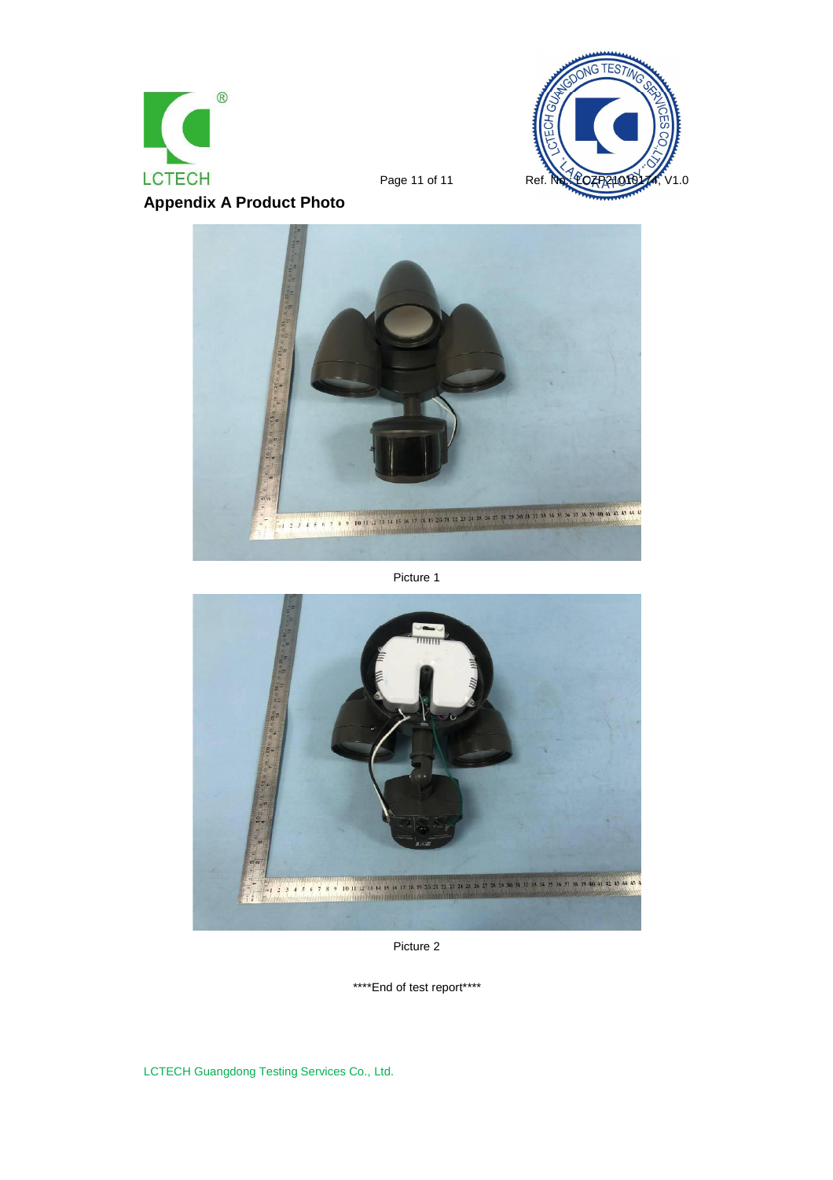## Appendix A Product Photo

Picture 1

Picture 2

****End of test report****